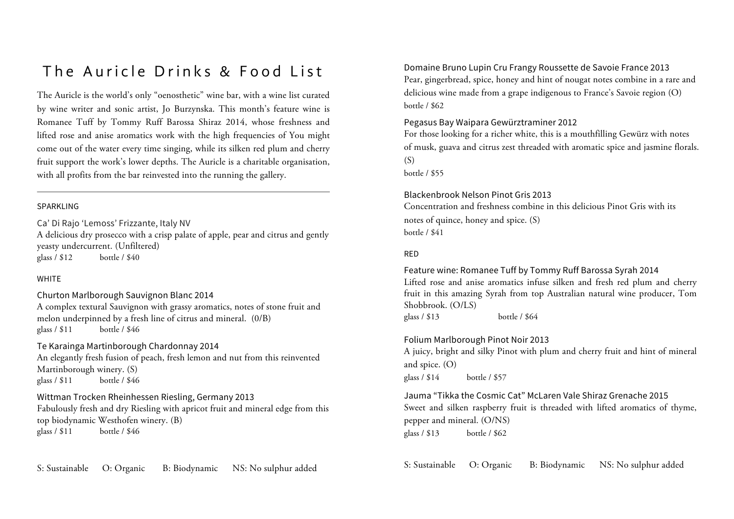# The Auricle Drinks & Food List

The Auricle is the world's only "oenosthetic" wine bar, with a wine list curated by wine writer and sonic artist, Jo Burzynska. This month's feature wine is Romanee Tuff by Tommy Ruff Barossa Shiraz 2014, whose freshness and lifted rose and anise aromatics work with the high frequencies of You might come out of the water every time singing, while its silken red plum and cherry fruit support the work's lower depths. The Auricle is a charitable organisation, with all profits from the bar reinvested into the running the gallery.

---

## SPARKLING

### Ca' Di Rajo 'Lemoss' Frizzante, Italy NV

A delicious dry prosecco with a crisp palate of apple, pear and citrus and gently yeasty undercurrent. (Unfiltered)
glass / $12 bottle / $40

## WHITE

### Churton Marlborough Sauvignon Blanc 2014

A complex textural Sauvignon with grassy aromatics, notes of stone fruit and melon underpinned by a fresh line of citrus and mineral. (0/B)
glass / $11 bottle / $46

### Te Karainga Martinborough Chardonnay 2014

An elegantly fresh fusion of peach, fresh lemon and nut from this reinvented Martinborough winery. (S)
glass / $11 bottle / $46

### Wittman Trocken Rheinhessen Riesling, Germany 2013

Fabulously fresh and dry Riesling with apricot fruit and mineral edge from this top biodynamic Westhofen winery. (B)
glass / $11 bottle / $46

S: Sustainable O: Organic B: Biodynamic NS: No sulphur added

### Domaine Bruno Lupin Cru Frangy Roussette de Savoie France 2013

Pear, gingerbread, spice, honey and hint of nougat notes combine in a rare and delicious wine made from a grape indigenous to France's Savoie region (O)
bottle / $62

### Pegasus Bay Waipara Gewürztraminer 2012

For those looking for a richer white, this is a mouthfilling Gewürz with notes of musk, guava and citrus zest threaded with aromatic spice and jasmine florals. (S)
bottle / $55

### Blackenbrook Nelson Pinot Gris 2013

Concentration and freshness combine in this delicious Pinot Gris with its notes of quince, honey and spice. (S)
bottle / $41

## RED

### Feature wine: Romanee Tuff by Tommy Ruff Barossa Syrah 2014

Lifted rose and anise aromatics infuse silken and fresh red plum and cherry fruit in this amazing Syrah from top Australian natural wine producer, Tom Shobbrook. (O/LS)
glass / $13 bottle / $64

### Folium Marlborough Pinot Noir 2013

A juicy, bright and silky Pinot with plum and cherry fruit and hint of mineral and spice. (O)
glass / $14 bottle / $57

### Jauma "Tikka the Cosmic Cat" McLaren Vale Shiraz Grenache 2015

Sweet and silken raspberry fruit is threaded with lifted aromatics of thyme, pepper and mineral. (O/NS)
glass / $13 bottle / $62

S: Sustainable O: Organic B: Biodynamic NS: No sulphur added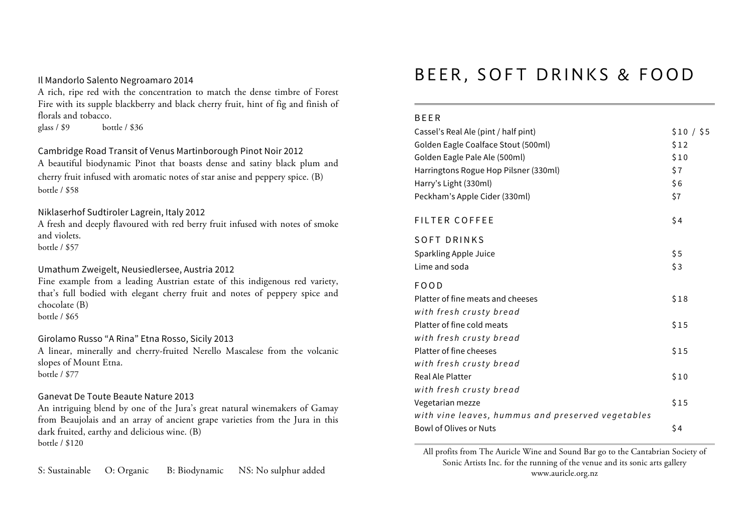Il Mandorlo Salento Negroamaro 2014

A rich, ripe red with the concentration to match the dense timbre of Forest Fire with its supple blackberry and black cherry fruit, hint of fig and finish of florals and tobacco.

glass / $9 bottle / $36

Cambridge Road Transit of Venus Martinborough Pinot Noir 2012

A beautiful biodynamic Pinot that boasts dense and satiny black plum and cherry fruit infused with aromatic notes of star anise and peppery spice. (B)

bottle / $58

Niklaserhof Sudtiroler Lagrein, Italy 2012

A fresh and deeply flavoured with red berry fruit infused with notes of smoke and violets.

bottle / $57

Umathum Zweigelt, Neusiedlersee, Austria 2012

Fine example from a leading Austrian estate of this indigenous red variety, that's full bodied with elegant cherry fruit and notes of peppery spice and chocolate (B)

bottle / $65

Girolamo Russo "A Rina" Etna Rosso, Sicily 2013

A linear, minerally and cherry-fruited Nerello Mascalese from the volcanic slopes of Mount Etna.

bottle / $77

Ganevat De Toute Beaute Nature 2013

An intriguing blend by one of the Jura's great natural winemakers of Gamay from Beaujolais and an array of ancient grape varieties from the Jura in this dark fruited, earthy and delicious wine. (B)

bottle / $120

S: Sustainable O: Organic B: Biodynamic NS: No sulphur added

# BEER, SOFT DRINKS & FOOD

## BEER

| | |
|---|---|
| Cassel's Real Ale (pint / half pint) | $10 / $5 |
| Golden Eagle Coalface Stout (500ml) | $12 |
| Golden Eagle Pale Ale (500ml) | $10 |
| Harringtons Rogue Hop Pilsner (330ml) | $7 |
| Harry's Light (330ml) | $6 |
| Peckham's Apple Cider (330ml) | $7 |

## FILTER COFFEE $4

## SOFT DRINKS

| | |
|---|---|
| Sparkling Apple Juice | $5 |
| Lime and soda | $3 |

## FOOD

| | |
|---|---|
| Platter of fine meats and cheeses *with fresh crusty bread* | $18 |
| Platter of fine cold meats *with fresh crusty bread* | $15 |
| Platter of fine cheeses *with fresh crusty bread* | $15 |
| Real Ale Platter *with fresh crusty bread* | $10 |
| Vegetarian mezze *with vine leaves, hummus and preserved vegetables* | $15 |
| Bowl of Olives or Nuts | $4 |

All profits from The Auricle Wine and Sound Bar go to the Cantabrian Society of Sonic Artists Inc. for the running of the venue and its sonic arts gallery
www.auricle.org.nz